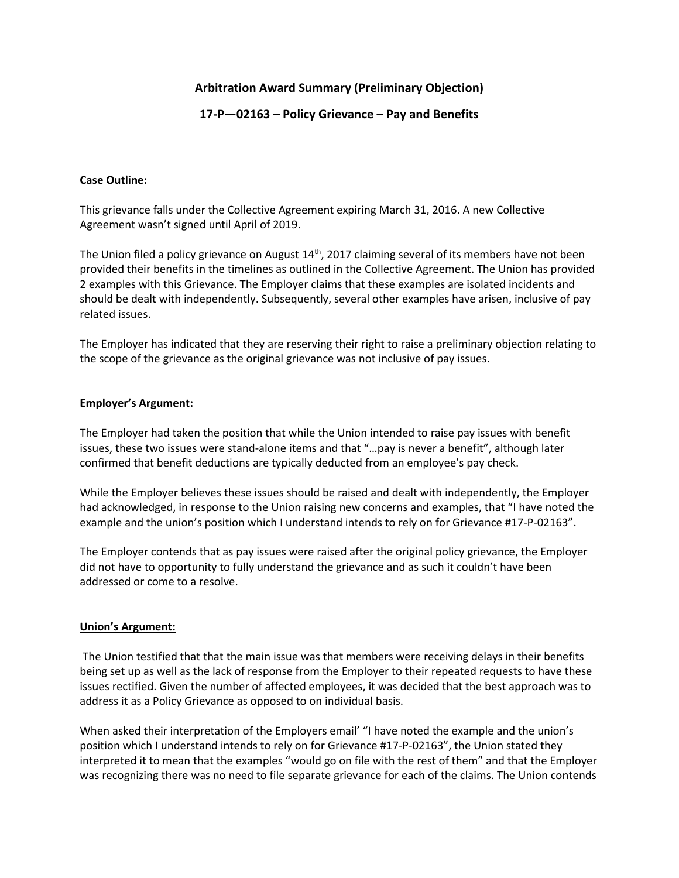**Arbitration Award Summary (Preliminary Objection)**

**17-P—02163 – Policy Grievance – Pay and Benefits**

**Case Outline:**

This grievance falls under the Collective Agreement expiring March 31, 2016. A new Collective Agreement wasn't signed until April of 2019.

The Union filed a policy grievance on August 14th, 2017 claiming several of its members have not been provided their benefits in the timelines as outlined in the Collective Agreement. The Union has provided 2 examples with this Grievance. The Employer claims that these examples are isolated incidents and should be dealt with independently. Subsequently, several other examples have arisen, inclusive of pay related issues.

The Employer has indicated that they are reserving their right to raise a preliminary objection relating to the scope of the grievance as the original grievance was not inclusive of pay issues.

**Employer's Argument:**

The Employer had taken the position that while the Union intended to raise pay issues with benefit issues, these two issues were stand-alone items and that "…pay is never a benefit", although later confirmed that benefit deductions are typically deducted from an employee's pay check.

While the Employer believes these issues should be raised and dealt with independently, the Employer had acknowledged, in response to the Union raising new concerns and examples, that "I have noted the example and the union's position which I understand intends to rely on for Grievance #17-P-02163".

The Employer contends that as pay issues were raised after the original policy grievance, the Employer did not have to opportunity to fully understand the grievance and as such it couldn't have been addressed or come to a resolve.

**Union's Argument:**

The Union testified that that the main issue was that members were receiving delays in their benefits being set up as well as the lack of response from the Employer to their repeated requests to have these issues rectified. Given the number of affected employees, it was decided that the best approach was to address it as a Policy Grievance as opposed to on individual basis.

When asked their interpretation of the Employers email' "I have noted the example and the union's position which I understand intends to rely on for Grievance #17-P-02163", the Union stated they interpreted it to mean that the examples "would go on file with the rest of them" and that the Employer was recognizing there was no need to file separate grievance for each of the claims. The Union contends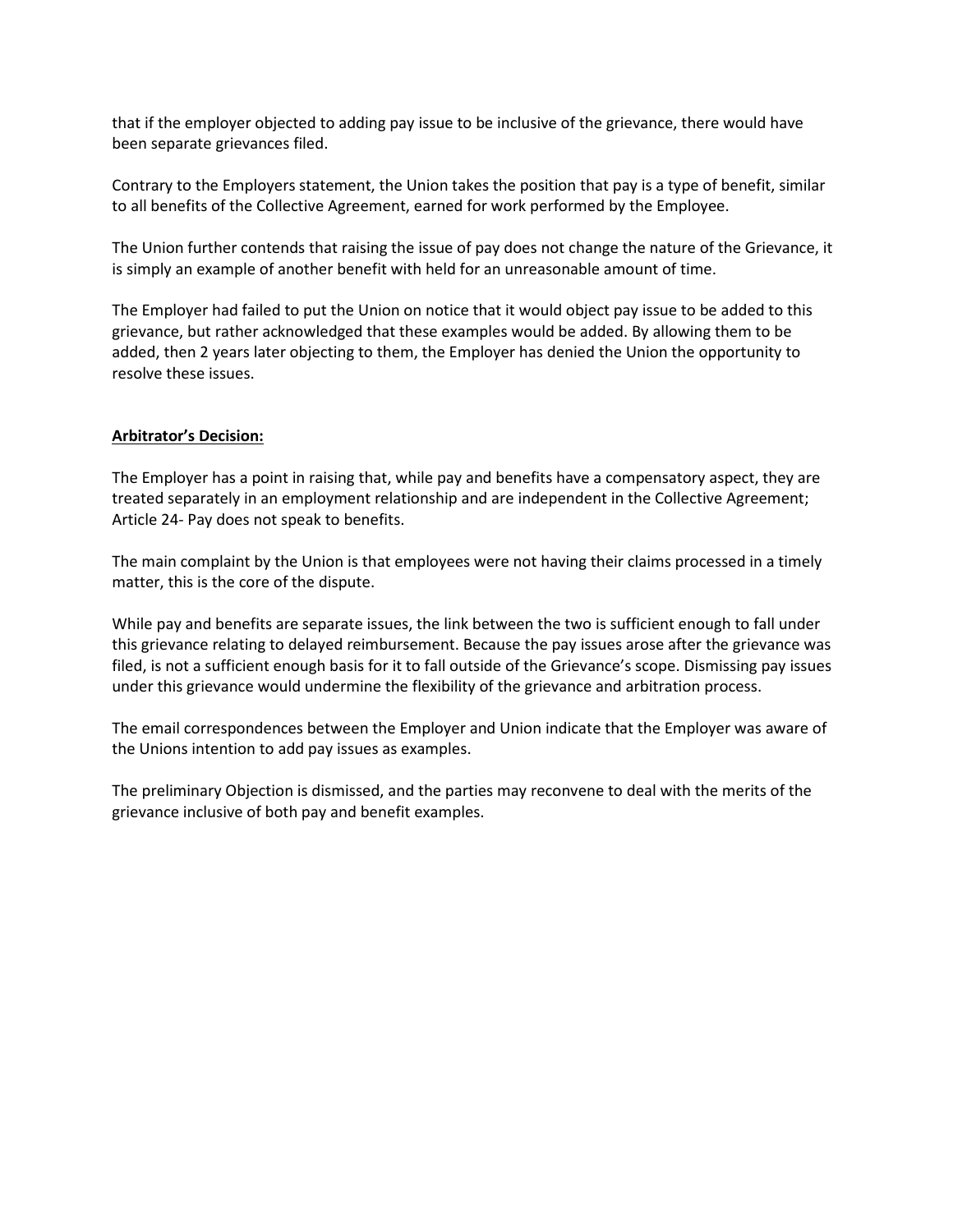that if the employer objected to adding pay issue to be inclusive of the grievance, there would have been separate grievances filed.

Contrary to the Employers statement, the Union takes the position that pay is a type of benefit, similar to all benefits of the Collective Agreement, earned for work performed by the Employee.

The Union further contends that raising the issue of pay does not change the nature of the Grievance, it is simply an example of another benefit with held for an unreasonable amount of time.

The Employer had failed to put the Union on notice that it would object pay issue to be added to this grievance, but rather acknowledged that these examples would be added. By allowing them to be added, then 2 years later objecting to them, the Employer has denied the Union the opportunity to resolve these issues.

**<u>Arbitrator's Decision:</u>**

The Employer has a point in raising that, while pay and benefits have a compensatory aspect, they are treated separately in an employment relationship and are independent in the Collective Agreement; Article 24- Pay does not speak to benefits.

The main complaint by the Union is that employees were not having their claims processed in a timely matter, this is the core of the dispute.

While pay and benefits are separate issues, the link between the two is sufficient enough to fall under this grievance relating to delayed reimbursement. Because the pay issues arose after the grievance was filed, is not a sufficient enough basis for it to fall outside of the Grievance's scope. Dismissing pay issues under this grievance would undermine the flexibility of the grievance and arbitration process.

The email correspondences between the Employer and Union indicate that the Employer was aware of the Unions intention to add pay issues as examples.

The preliminary Objection is dismissed, and the parties may reconvene to deal with the merits of the grievance inclusive of both pay and benefit examples.